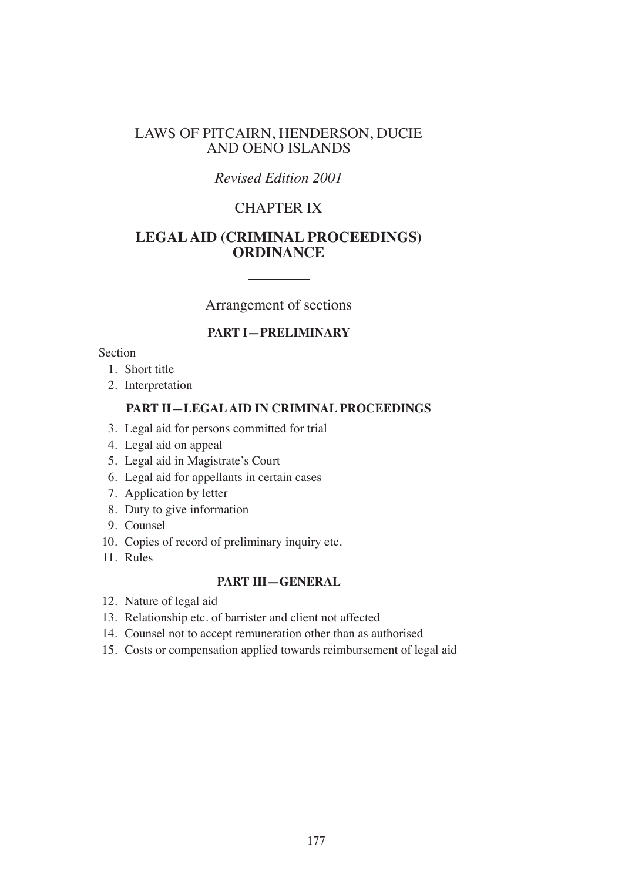# LAWS OF PITCAIRN, HENDERSON, DUCIE AND OENO ISLANDS

*Revised Edition 2001*

## CHAPTER IX

## LEGAL AID (CRIMINAL PROCEEDINGS) ORDINANCE

---

Arrangement of sections

**PART I—PRELIMINARY**

Section

1. Short title
2. Interpretation

**PART II—LEGAL AID IN CRIMINAL PROCEEDINGS**

3. Legal aid for persons committed for trial
4. Legal aid on appeal
5. Legal aid in Magistrate's Court
6. Legal aid for appellants in certain cases
7. Application by letter
8. Duty to give information
9. Counsel
10. Copies of record of preliminary inquiry etc.
11. Rules

**PART III—GENERAL**

12. Nature of legal aid
13. Relationship etc. of barrister and client not affected
14. Counsel not to accept remuneration other than as authorised
15. Costs or compensation applied towards reimbursement of legal aid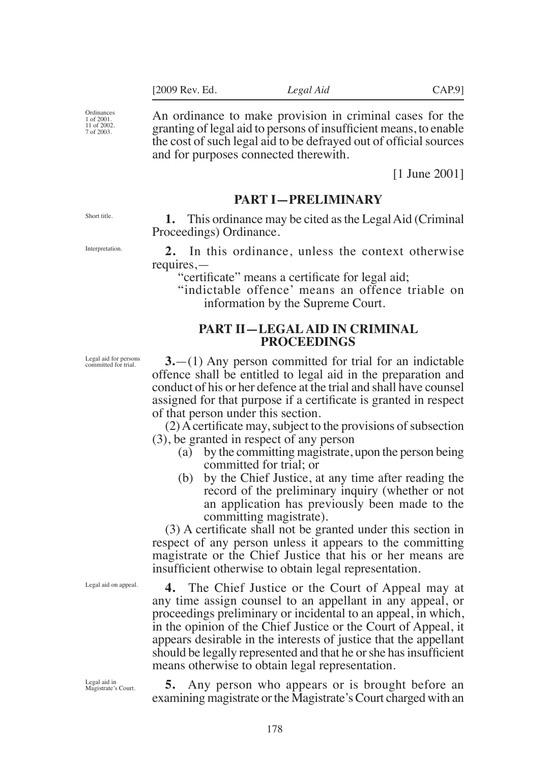Ordinances 1 of 2001. 11 of 2002. 7 of 2003.

An ordinance to make provision in criminal cases for the granting of legal aid to persons of insufficient means, to enable the cost of such legal aid to be defrayed out of official sources and for purposes connected therewith.

[1 June 2001]

## PART I—PRELIMINARY

Short title.

**1.** This ordinance may be cited as the Legal Aid (Criminal Proceedings) Ordinance.

Interpretation.

**2.** In this ordinance, unless the context otherwise requires,—

"certificate" means a certificate for legal aid;

"indictable offence' means an offence triable on information by the Supreme Court.

## PART II—LEGAL AID IN CRIMINAL PROCEEDINGS

Legal aid for persons committed for trial.

**3.**—(1) Any person committed for trial for an indictable offence shall be entitled to legal aid in the preparation and conduct of his or her defence at the trial and shall have counsel assigned for that purpose if a certificate is granted in respect of that person under this section.

(2) A certificate may, subject to the provisions of subsection (3), be granted in respect of any person

(a) by the committing magistrate, upon the person being committed for trial; or

(b) by the Chief Justice, at any time after reading the record of the preliminary inquiry (whether or not an application has previously been made to the committing magistrate).

(3) A certificate shall not be granted under this section in respect of any person unless it appears to the committing magistrate or the Chief Justice that his or her means are insufficient otherwise to obtain legal representation.

Legal aid on appeal.

**4.** The Chief Justice or the Court of Appeal may at any time assign counsel to an appellant in any appeal, or proceedings preliminary or incidental to an appeal, in which, in the opinion of the Chief Justice or the Court of Appeal, it appears desirable in the interests of justice that the appellant should be legally represented and that he or she has insufficient means otherwise to obtain legal representation.

Legal aid in Magistrate's Court.

**5.** Any person who appears or is brought before an examining magistrate or the Magistrate's Court charged with an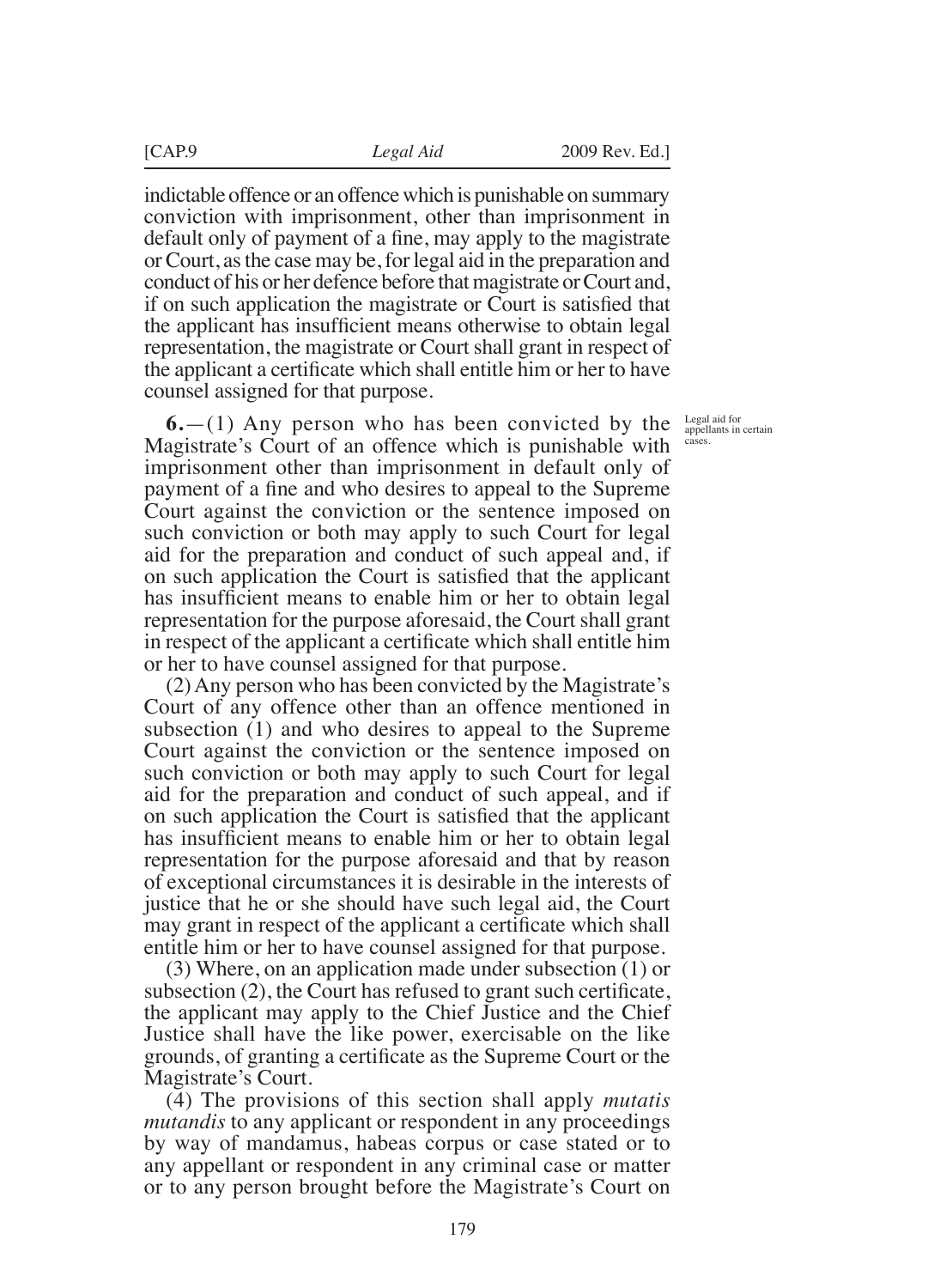indictable offence or an offence which is punishable on summary conviction with imprisonment, other than imprisonment in default only of payment of a fine, may apply to the magistrate or Court, as the case may be, for legal aid in the preparation and conduct of his or her defence before that magistrate or Court and, if on such application the magistrate or Court is satisfied that the applicant has insufficient means otherwise to obtain legal representation, the magistrate or Court shall grant in respect of the applicant a certificate which shall entitle him or her to have counsel assigned for that purpose.

Legal aid for appellants in certain cases.

**6.**—(1) Any person who has been convicted by the Magistrate's Court of an offence which is punishable with imprisonment other than imprisonment in default only of payment of a fine and who desires to appeal to the Supreme Court against the conviction or the sentence imposed on such conviction or both may apply to such Court for legal aid for the preparation and conduct of such appeal and, if on such application the Court is satisfied that the applicant has insufficient means to enable him or her to obtain legal representation for the purpose aforesaid, the Court shall grant in respect of the applicant a certificate which shall entitle him or her to have counsel assigned for that purpose.

(2) Any person who has been convicted by the Magistrate's Court of any offence other than an offence mentioned in subsection (1) and who desires to appeal to the Supreme Court against the conviction or the sentence imposed on such conviction or both may apply to such Court for legal aid for the preparation and conduct of such appeal, and if on such application the Court is satisfied that the applicant has insufficient means to enable him or her to obtain legal representation for the purpose aforesaid and that by reason of exceptional circumstances it is desirable in the interests of justice that he or she should have such legal aid, the Court may grant in respect of the applicant a certificate which shall entitle him or her to have counsel assigned for that purpose.

(3) Where, on an application made under subsection (1) or subsection (2), the Court has refused to grant such certificate, the applicant may apply to the Chief Justice and the Chief Justice shall have the like power, exercisable on the like grounds, of granting a certificate as the Supreme Court or the Magistrate's Court.

(4) The provisions of this section shall apply *mutatis mutandis* to any applicant or respondent in any proceedings by way of mandamus, habeas corpus or case stated or to any appellant or respondent in any criminal case or matter or to any person brought before the Magistrate's Court on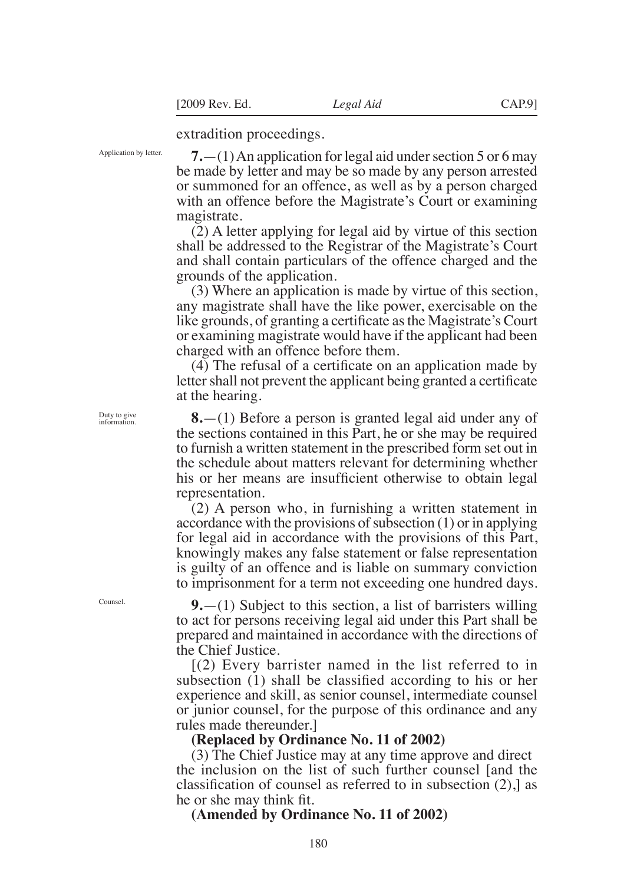extradition proceedings.

Application by letter.

**7.**—(1) An application for legal aid under section 5 or 6 may be made by letter and may be so made by any person arrested or summoned for an offence, as well as by a person charged with an offence before the Magistrate's Court or examining magistrate.

(2) A letter applying for legal aid by virtue of this section shall be addressed to the Registrar of the Magistrate's Court and shall contain particulars of the offence charged and the grounds of the application.

(3) Where an application is made by virtue of this section, any magistrate shall have the like power, exercisable on the like grounds, of granting a certificate as the Magistrate's Court or examining magistrate would have if the applicant had been charged with an offence before them.

(4) The refusal of a certificate on an application made by letter shall not prevent the applicant being granted a certificate at the hearing.

Duty to give information.

**8.**—(1) Before a person is granted legal aid under any of the sections contained in this Part, he or she may be required to furnish a written statement in the prescribed form set out in the schedule about matters relevant for determining whether his or her means are insufficient otherwise to obtain legal representation.

(2) A person who, in furnishing a written statement in accordance with the provisions of subsection (1) or in applying for legal aid in accordance with the provisions of this Part, knowingly makes any false statement or false representation is guilty of an offence and is liable on summary conviction to imprisonment for a term not exceeding one hundred days.

Counsel.

**9.**—(1) Subject to this section, a list of barristers willing to act for persons receiving legal aid under this Part shall be prepared and maintained in accordance with the directions of the Chief Justice.

[(2) Every barrister named in the list referred to in subsection (1) shall be classified according to his or her experience and skill, as senior counsel, intermediate counsel or junior counsel, for the purpose of this ordinance and any rules made thereunder.]

**(Replaced by Ordinance No. 11 of 2002)**

(3) The Chief Justice may at any time approve and direct the inclusion on the list of such further counsel [and the classification of counsel as referred to in subsection (2),] as he or she may think fit.

**(Amended by Ordinance No. 11 of 2002)**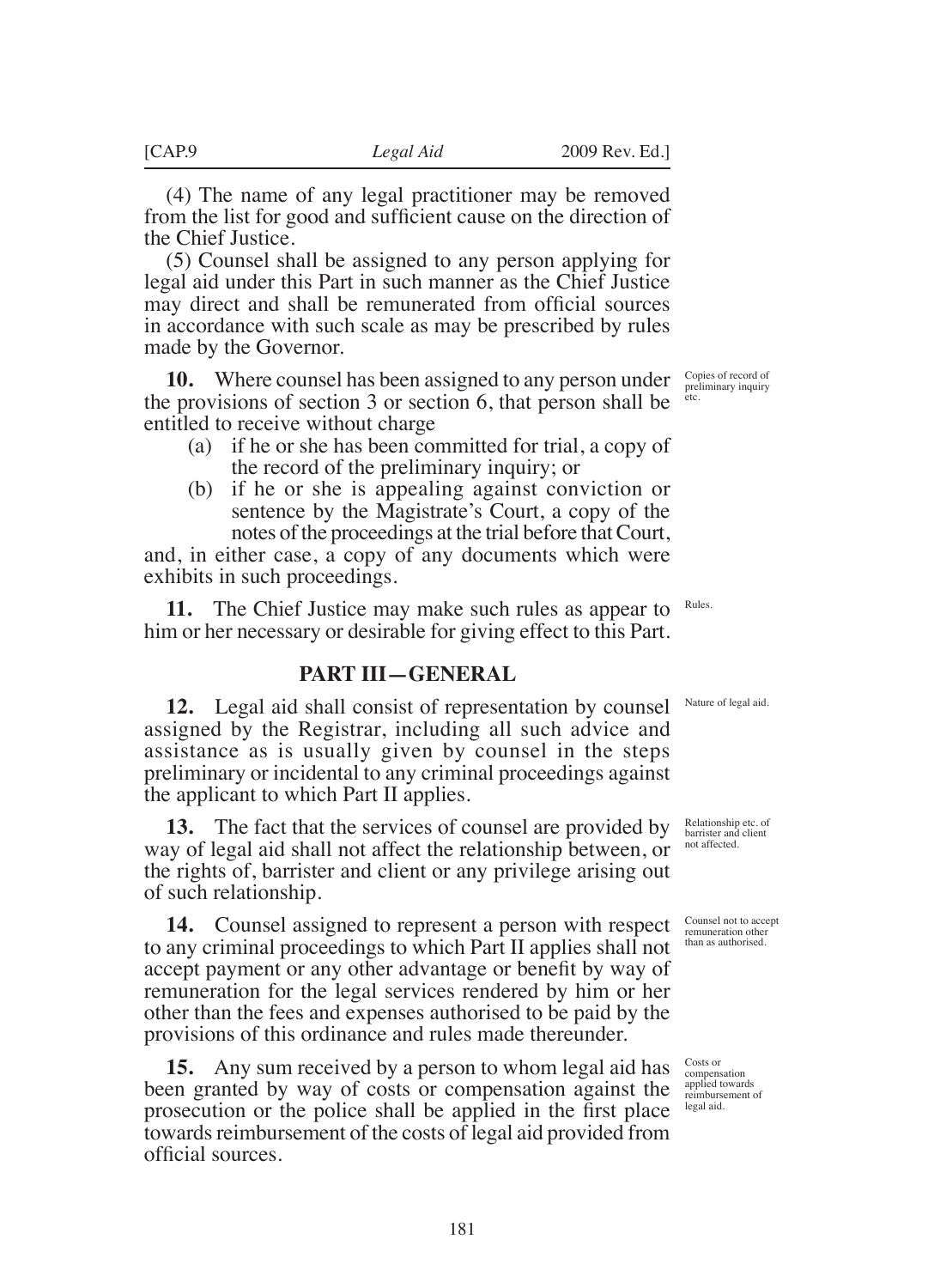(4) The name of any legal practitioner may be removed from the list for good and sufficient cause on the direction of the Chief Justice.

(5) Counsel shall be assigned to any person applying for legal aid under this Part in such manner as the Chief Justice may direct and shall be remunerated from official sources in accordance with such scale as may be prescribed by rules made by the Governor.

**10.** Where counsel has been assigned to any person under the provisions of section 3 or section 6, that person shall be entitled to receive without charge

Copies of record of preliminary inquiry etc.

(a) if he or she has been committed for trial, a copy of the record of the preliminary inquiry; or

(b) if he or she is appealing against conviction or sentence by the Magistrate's Court, a copy of the notes of the proceedings at the trial before that Court,

and, in either case, a copy of any documents which were exhibits in such proceedings.

**11.** The Chief Justice may make such rules as appear to him or her necessary or desirable for giving effect to this Part.

Rules.

## PART III—GENERAL

**12.** Legal aid shall consist of representation by counsel assigned by the Registrar, including all such advice and assistance as is usually given by counsel in the steps preliminary or incidental to any criminal proceedings against the applicant to which Part II applies.

Nature of legal aid.

**13.** The fact that the services of counsel are provided by way of legal aid shall not affect the relationship between, or the rights of, barrister and client or any privilege arising out of such relationship.

Relationship etc. of barrister and client not affected.

**14.** Counsel assigned to represent a person with respect to any criminal proceedings to which Part II applies shall not accept payment or any other advantage or benefit by way of remuneration for the legal services rendered by him or her other than the fees and expenses authorised to be paid by the provisions of this ordinance and rules made thereunder.

Counsel not to accept remuneration other than as authorised.

**15.** Any sum received by a person to whom legal aid has been granted by way of costs or compensation against the prosecution or the police shall be applied in the first place towards reimbursement of the costs of legal aid provided from official sources.

Costs or compensation applied towards reimbursement of legal aid.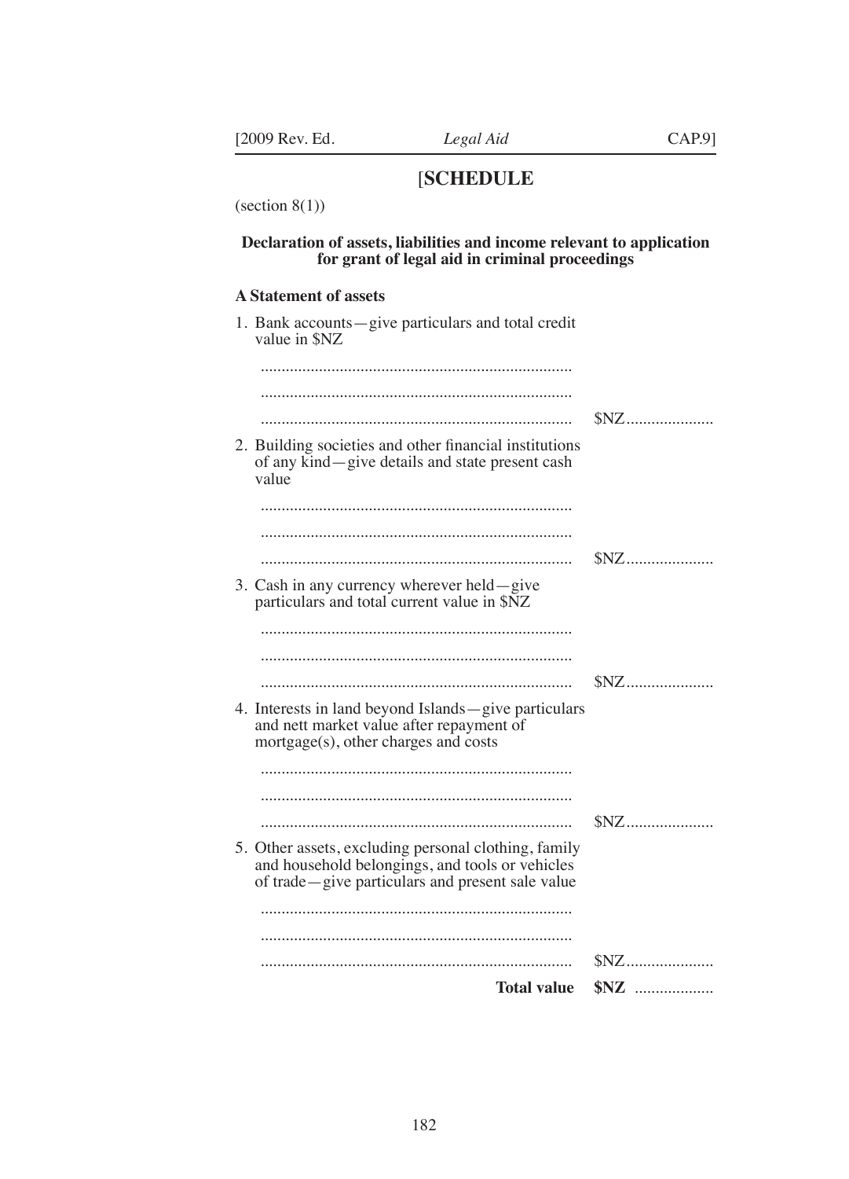## [SCHEDULE

(section 8(1))

**Declaration of assets, liabilities and income relevant to application for grant of legal aid in criminal proceedings**

**A Statement of assets**

1. Bank accounts—give particulars and total credit value in $NZ

   ..........................................................................

   ..........................................................................

   .......................................................................... $NZ.....................

2. Building societies and other financial institutions of any kind—give details and state present cash value

   ..........................................................................

   ..........................................................................

   .......................................................................... $NZ.....................

3. Cash in any currency wherever held—give particulars and total current value in $NZ

   ..........................................................................

   ..........................................................................

   .......................................................................... $NZ.....................

4. Interests in land beyond Islands—give particulars and nett market value after repayment of mortgage(s), other charges and costs

   ..........................................................................

   ..........................................................................

   .......................................................................... $NZ.....................

5. Other assets, excluding personal clothing, family and household belongings, and tools or vehicles of trade—give particulars and present sale value

   ..........................................................................

   ..........................................................................

   .......................................................................... $NZ.....................

**Total value** **$NZ** ...................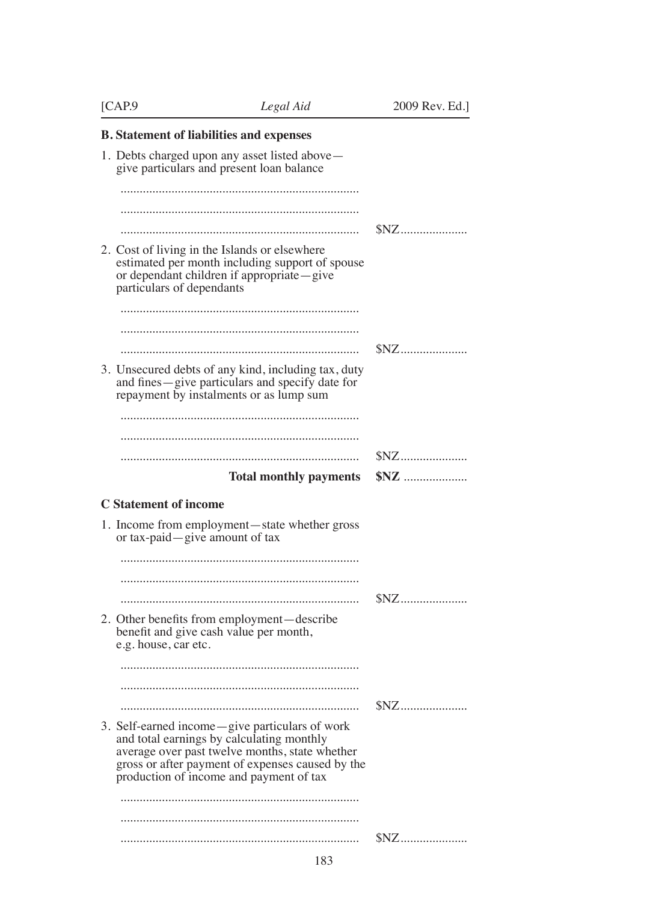**B. Statement of liabilities and expenses**

1. Debts charged upon any asset listed above—give particulars and present loan balance

   ..........................................................................

   ..........................................................................

   .......................................................................... $NZ....................

2. Cost of living in the Islands or elsewhere estimated per month including support of spouse or dependant children if appropriate—give particulars of dependants

   ..........................................................................

   ..........................................................................

   .......................................................................... $NZ....................

3. Unsecured debts of any kind, including tax, duty and fines—give particulars and specify date for repayment by instalments or as lump sum

   ..........................................................................

   ..........................................................................

   .......................................................................... $NZ....................

**Total monthly payments** **$NZ** ....................

**C Statement of income**

1. Income from employment—state whether gross or tax-paid—give amount of tax

   ..........................................................................

   ..........................................................................

   .......................................................................... $NZ....................

2. Other benefits from employment—describe benefit and give cash value per month, e.g. house, car etc.

   ..........................................................................

   ..........................................................................

   .......................................................................... $NZ....................

3. Self-earned income—give particulars of work and total earnings by calculating monthly average over past twelve months, state whether gross or after payment of expenses caused by the production of income and payment of tax

   ..........................................................................

   ..........................................................................

   .......................................................................... $NZ....................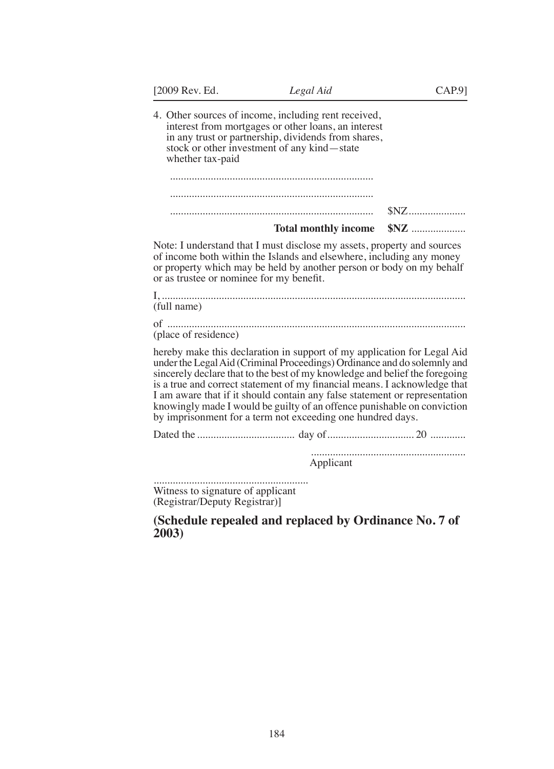4. Other sources of income, including rent received, interest from mortgages or other loans, an interest in any trust or partnership, dividends from shares, stock or other investment of any kind—state whether tax-paid

   ..........................................................................

   ..........................................................................

   .......................................................................... $NZ.....................

**Total monthly income $NZ** ....................

Note: I understand that I must disclose my assets, property and sources of income both within the Islands and elsewhere, including any money or property which may be held by another person or body on my behalf or as trustee or nominee for my benefit.

I, ...............................................................................................................
(full name)

of .............................................................................................................
(place of residence)

hereby make this declaration in support of my application for Legal Aid under the Legal Aid (Criminal Proceedings) Ordinance and do solemnly and sincerely declare that to the best of my knowledge and belief the foregoing is a true and correct statement of my financial means. I acknowledge that I am aware that if it should contain any false statement or representation knowingly made I would be guilty of an offence punishable on conviction by imprisonment for a term not exceeding one hundred days.

Dated the .................................... day of ................................ 20 .............

.........................................................
Applicant

.........................................................
Witness to signature of applicant
(Registrar/Deputy Registrar)]

**(Schedule repealed and replaced by Ordinance No. 7 of 2003)**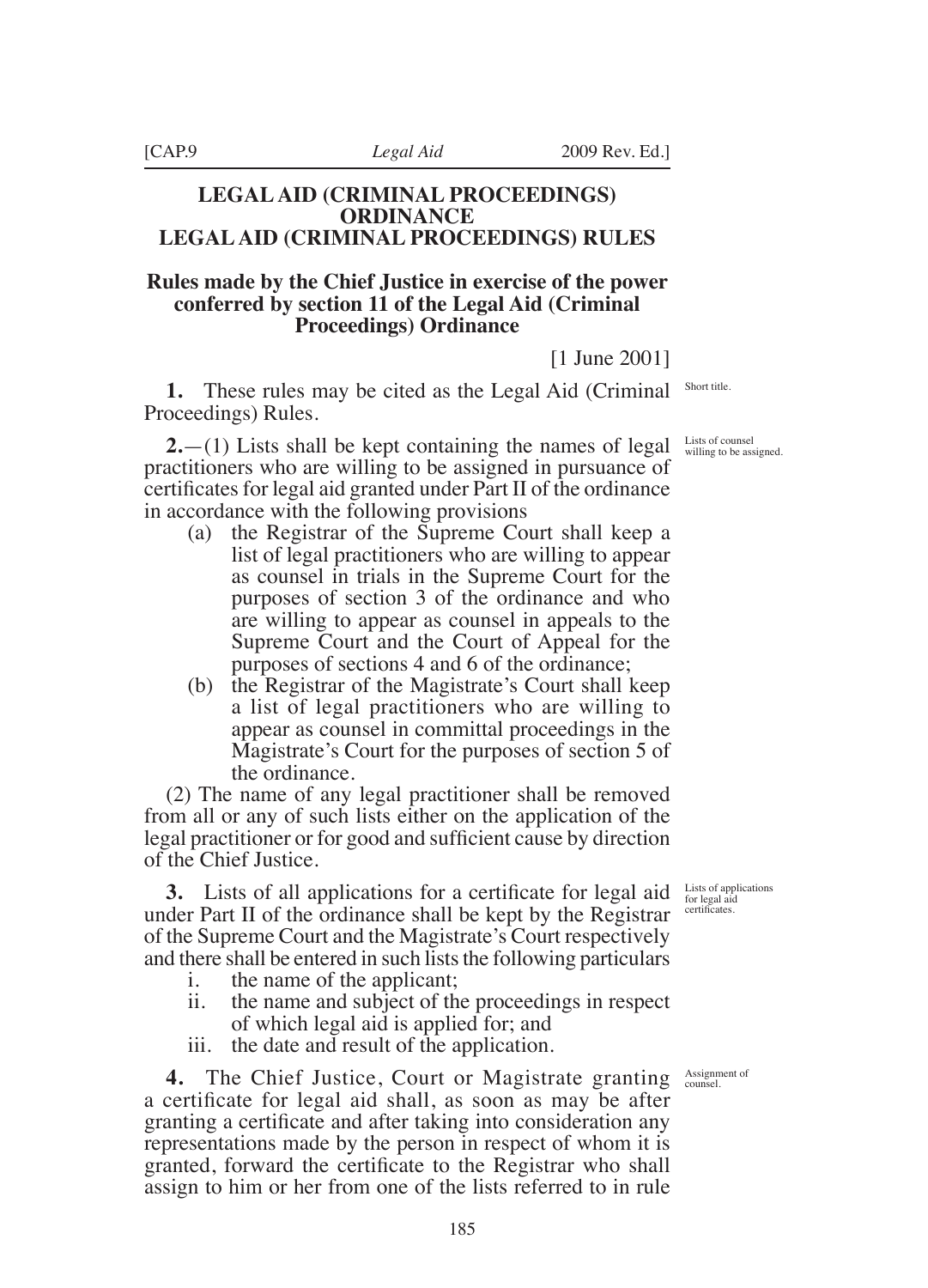# LEGAL AID (CRIMINAL PROCEEDINGS) ORDINANCE

# LEGAL AID (CRIMINAL PROCEEDINGS) RULES

## Rules made by the Chief Justice in exercise of the power conferred by section 11 of the Legal Aid (Criminal Proceedings) Ordinance

[1 June 2001]

*Short title.*

**1.** These rules may be cited as the Legal Aid (Criminal Proceedings) Rules.

*Lists of counsel willing to be assigned.*

**2.**—(1) Lists shall be kept containing the names of legal practitioners who are willing to be assigned in pursuance of certificates for legal aid granted under Part II of the ordinance in accordance with the following provisions

- (a) the Registrar of the Supreme Court shall keep a list of legal practitioners who are willing to appear as counsel in trials in the Supreme Court for the purposes of section 3 of the ordinance and who are willing to appear as counsel in appeals to the Supreme Court and the Court of Appeal for the purposes of sections 4 and 6 of the ordinance;
- (b) the Registrar of the Magistrate's Court shall keep a list of legal practitioners who are willing to appear as counsel in committal proceedings in the Magistrate's Court for the purposes of section 5 of the ordinance.

(2) The name of any legal practitioner shall be removed from all or any of such lists either on the application of the legal practitioner or for good and sufficient cause by direction of the Chief Justice.

*Lists of applications for legal aid certificates.*

**3.** Lists of all applications for a certificate for legal aid under Part II of the ordinance shall be kept by the Registrar of the Supreme Court and the Magistrate's Court respectively and there shall be entered in such lists the following particulars

- i. the name of the applicant;
- ii. the name and subject of the proceedings in respect of which legal aid is applied for; and
- iii. the date and result of the application.

*Assignment of counsel.*

**4.** The Chief Justice, Court or Magistrate granting a certificate for legal aid shall, as soon as may be after granting a certificate and after taking into consideration any representations made by the person in respect of whom it is granted, forward the certificate to the Registrar who shall assign to him or her from one of the lists referred to in rule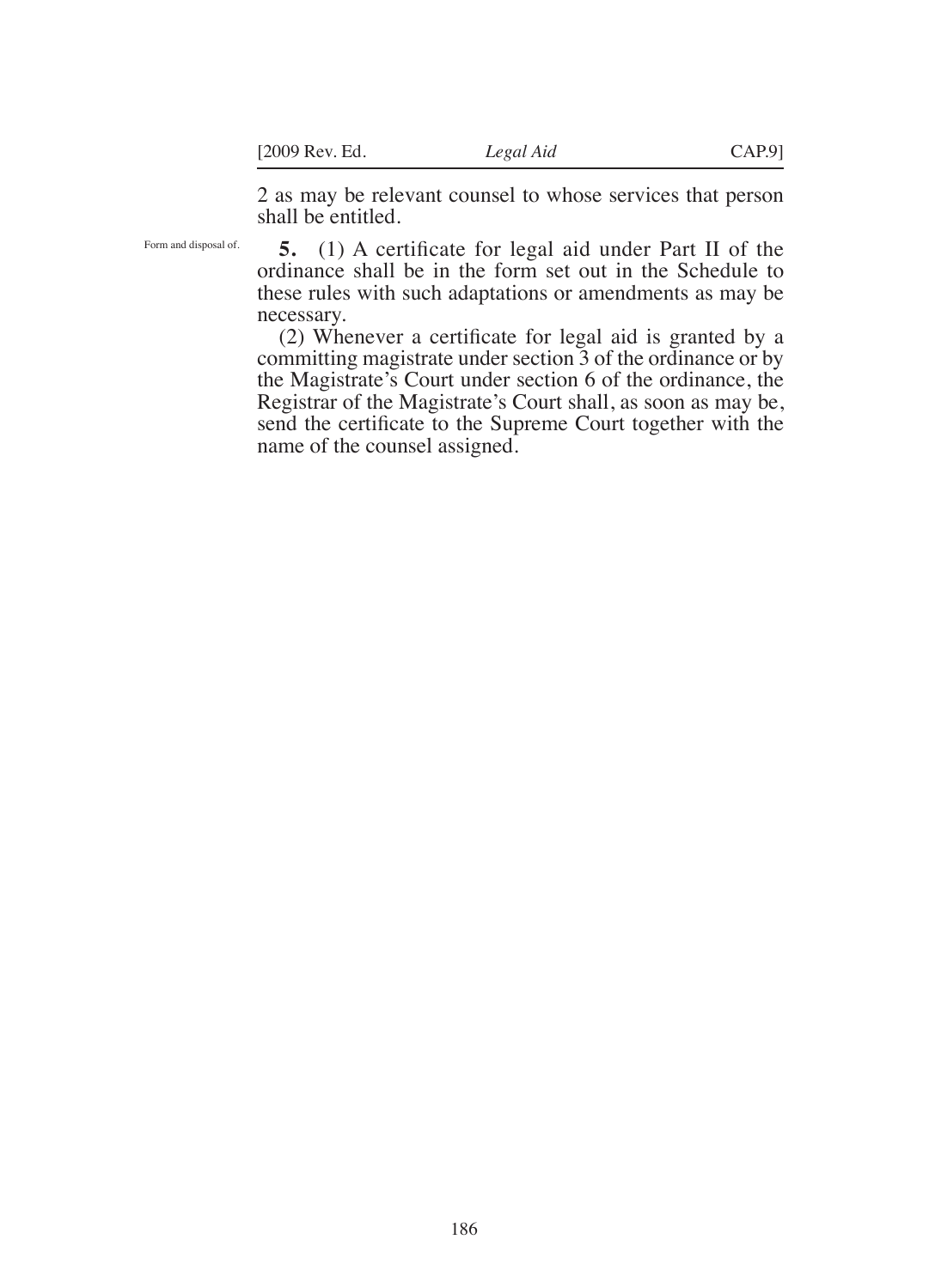2 as may be relevant counsel to whose services that person shall be entitled.

Form and disposal of.

**5.** (1) A certificate for legal aid under Part II of the ordinance shall be in the form set out in the Schedule to these rules with such adaptations or amendments as may be necessary.

(2) Whenever a certificate for legal aid is granted by a committing magistrate under section 3 of the ordinance or by the Magistrate's Court under section 6 of the ordinance, the Registrar of the Magistrate's Court shall, as soon as may be, send the certificate to the Supreme Court together with the name of the counsel assigned.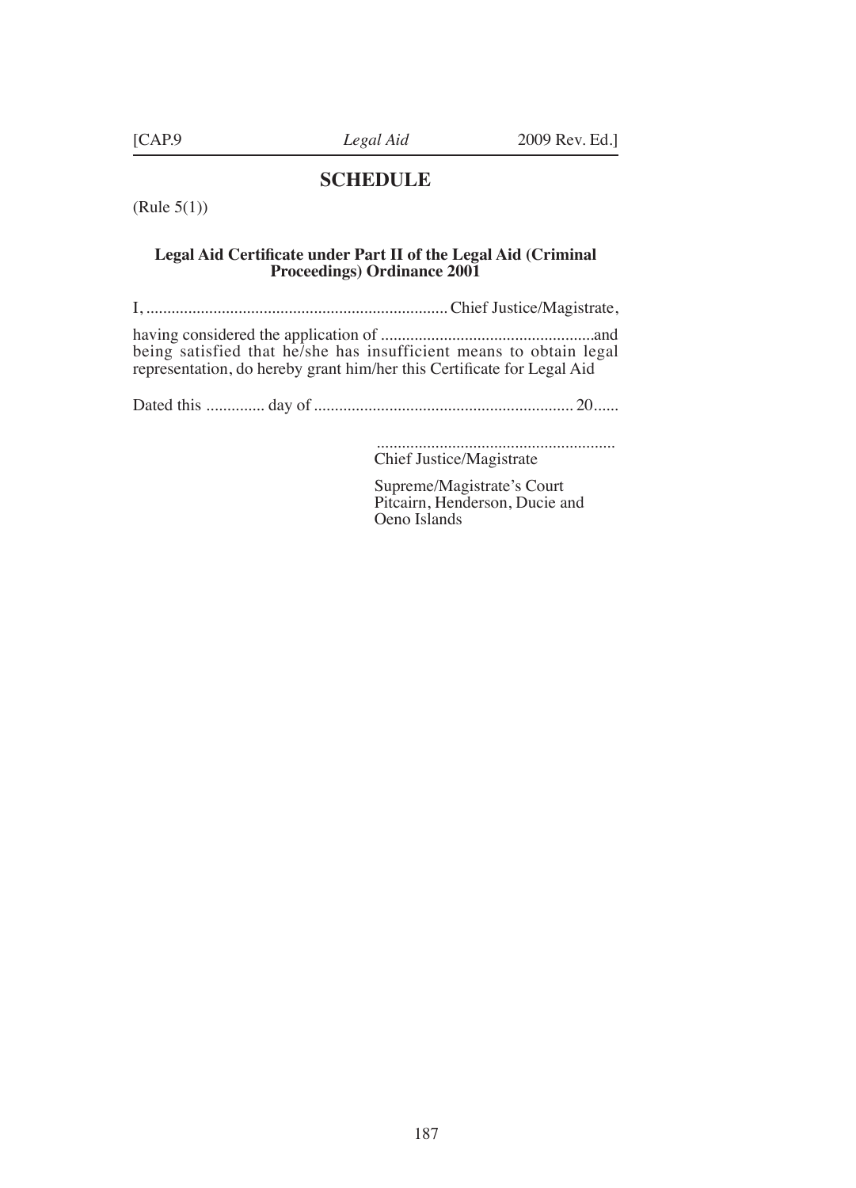## SCHEDULE

(Rule 5(1))

**Legal Aid Certificate under Part II of the Legal Aid (Criminal Proceedings) Ordinance 2001**

I, ........................................................................ Chief Justice/Magistrate,

having considered the application of ..................................................and being satisfied that he/she has insufficient means to obtain legal representation, do hereby grant him/her this Certificate for Legal Aid

Dated this .............. day of .............................................................. 20......

.........................................................
Chief Justice/Magistrate

Supreme/Magistrate's Court
Pitcairn, Henderson, Ducie and
Oeno Islands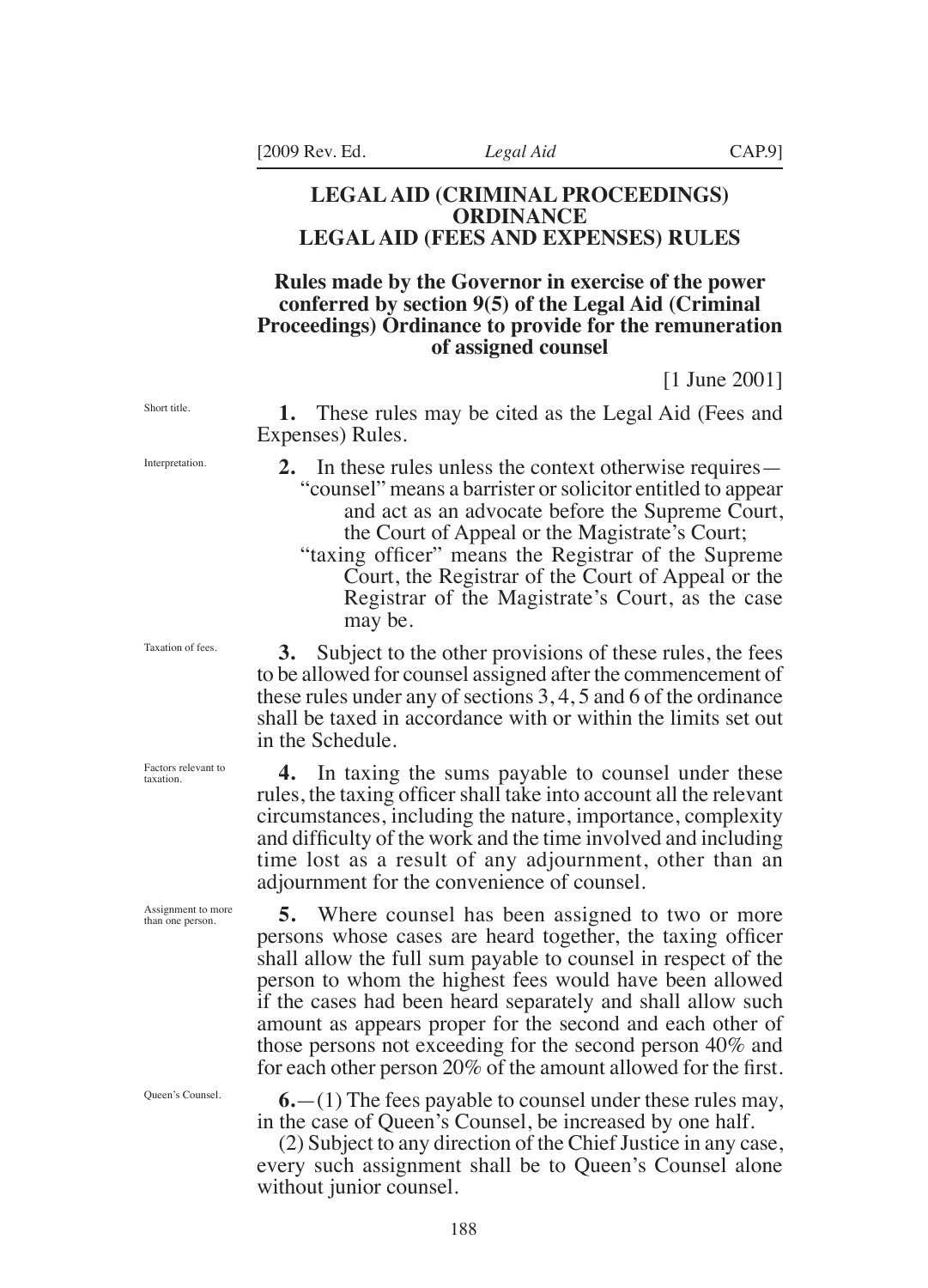# LEGAL AID (CRIMINAL PROCEEDINGS) ORDINANCE
# LEGAL AID (FEES AND EXPENSES) RULES

## Rules made by the Governor in exercise of the power conferred by section 9(5) of the Legal Aid (Criminal Proceedings) Ordinance to provide for the remuneration of assigned counsel

[1 June 2001]

Short title.

**1.** These rules may be cited as the Legal Aid (Fees and Expenses) Rules.

Interpretation.

**2.** In these rules unless the context otherwise requires—

"counsel" means a barrister or solicitor entitled to appear and act as an advocate before the Supreme Court, the Court of Appeal or the Magistrate's Court;

"taxing officer" means the Registrar of the Supreme Court, the Registrar of the Court of Appeal or the Registrar of the Magistrate's Court, as the case may be.

Taxation of fees.

**3.** Subject to the other provisions of these rules, the fees to be allowed for counsel assigned after the commencement of these rules under any of sections 3, 4, 5 and 6 of the ordinance shall be taxed in accordance with or within the limits set out in the Schedule.

Factors relevant to taxation.

**4.** In taxing the sums payable to counsel under these rules, the taxing officer shall take into account all the relevant circumstances, including the nature, importance, complexity and difficulty of the work and the time involved and including time lost as a result of any adjournment, other than an adjournment for the convenience of counsel.

Assignment to more than one person.

**5.** Where counsel has been assigned to two or more persons whose cases are heard together, the taxing officer shall allow the full sum payable to counsel in respect of the person to whom the highest fees would have been allowed if the cases had been heard separately and shall allow such amount as appears proper for the second and each other of those persons not exceeding for the second person 40% and for each other person 20% of the amount allowed for the first.

Queen's Counsel.

**6.**—(1) The fees payable to counsel under these rules may, in the case of Queen's Counsel, be increased by one half.

(2) Subject to any direction of the Chief Justice in any case, every such assignment shall be to Queen's Counsel alone without junior counsel.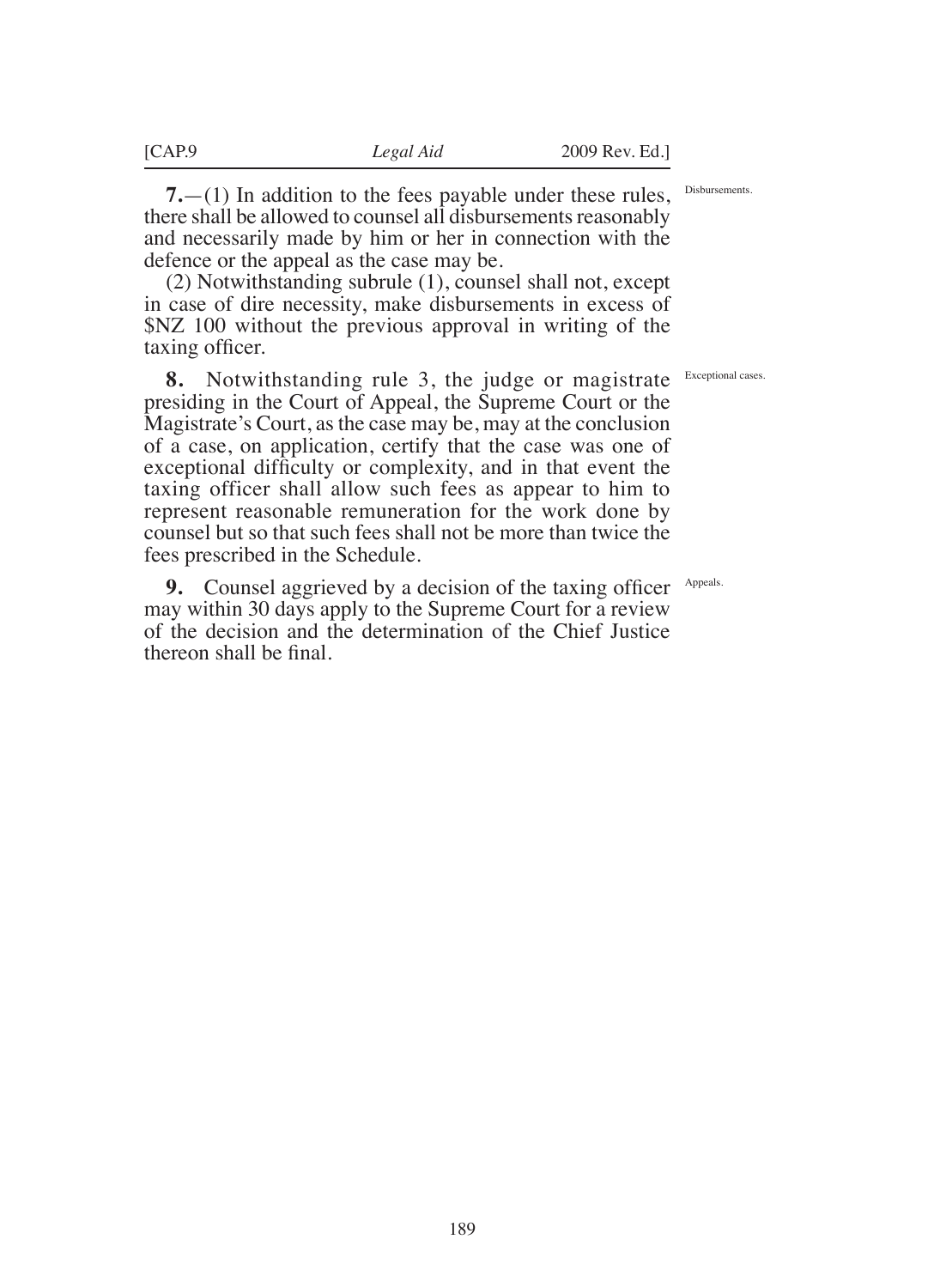**7.**—(1) In addition to the fees payable under these rules, there shall be allowed to counsel all disbursements reasonably and necessarily made by him or her in connection with the defence or the appeal as the case may be.

Disbursements.

(2) Notwithstanding subrule (1), counsel shall not, except in case of dire necessity, make disbursements in excess of $NZ 100 without the previous approval in writing of the taxing officer.

**8.** Notwithstanding rule 3, the judge or magistrate presiding in the Court of Appeal, the Supreme Court or the Magistrate's Court, as the case may be, may at the conclusion of a case, on application, certify that the case was one of exceptional difficulty or complexity, and in that event the taxing officer shall allow such fees as appear to him to represent reasonable remuneration for the work done by counsel but so that such fees shall not be more than twice the fees prescribed in the Schedule.

Exceptional cases.

**9.** Counsel aggrieved by a decision of the taxing officer may within 30 days apply to the Supreme Court for a review of the decision and the determination of the Chief Justice thereon shall be final.

Appeals.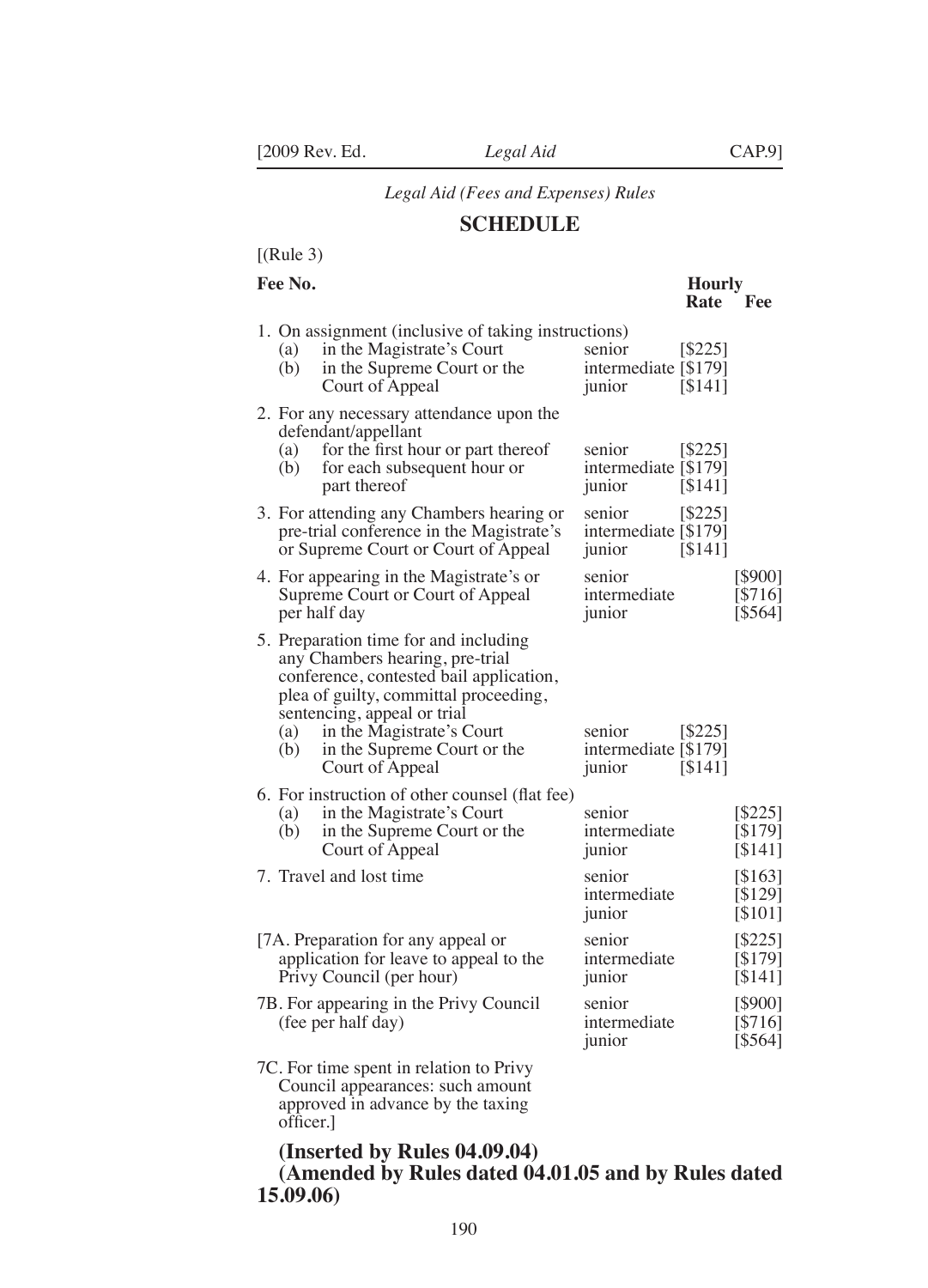*Legal Aid (Fees and Expenses) Rules*

## SCHEDULE

[(Rule 3)

| Fee No. | | Hourly Rate | Fee |
|---|---|---|---|
| 1. On assignment (inclusive of taking instructions) (a) in the Magistrate's Court (b) in the Supreme Court or the Court of Appeal | senior | [$225] | |
| | intermediate | [$179] | |
| | junior | [$141] | |
| 2. For any necessary attendance upon the defendant/appellant (a) for the first hour or part thereof (b) for each subsequent hour or part thereof | senior | [$225] | |
| | intermediate | [$179] | |
| | junior | [$141] | |
| 3. For attending any Chambers hearing or pre-trial conference in the Magistrate's or Supreme Court or Court of Appeal | senior | [$225] | |
| | intermediate | [$179] | |
| | junior | [$141] | |
| 4. For appearing in the Magistrate's or Supreme Court or Court of Appeal per half day | senior | | [$900] |
| | intermediate | | [$716] |
| | junior | | [$564] |
| 5. Preparation time for and including any Chambers hearing, pre-trial conference, contested bail application, plea of guilty, committal proceeding, sentencing, appeal or trial (a) in the Magistrate's Court (b) in the Supreme Court or the Court of Appeal | senior | [$225] | |
| | intermediate | [$179] | |
| | junior | [$141] | |
| 6. For instruction of other counsel (flat fee) (a) in the Magistrate's Court (b) in the Supreme Court or the Court of Appeal | senior | | [$225] |
| | intermediate | | [$179] |
| | junior | | [$141] |
| 7. Travel and lost time | senior | | [$163] |
| | intermediate | | [$129] |
| | junior | | [$101] |
| [7A. Preparation for any appeal or application for leave to appeal to the Privy Council (per hour) | senior | | [$225] |
| | intermediate | | [$179] |
| | junior | | [$141] |
| 7B. For appearing in the Privy Council (fee per half day) | senior | | [$900] |
| | intermediate | | [$716] |
| | junior | | [$564] |
| 7C. For time spent in relation to Privy Council appearances: such amount approved in advance by the taxing officer.] | | | |

**(Inserted by Rules 04.09.04)**
**(Amended by Rules dated 04.01.05 and by Rules dated 15.09.06)**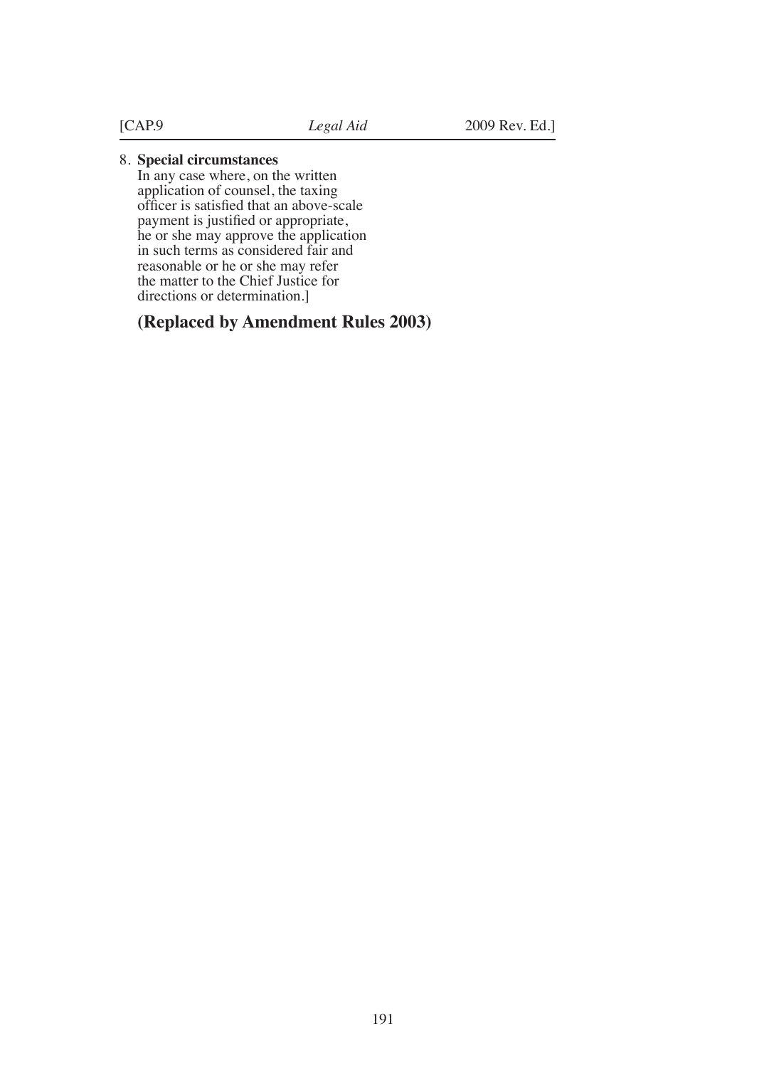8. **Special circumstances**

In any case where, on the written application of counsel, the taxing officer is satisfied that an above-scale payment is justified or appropriate, he or she may approve the application in such terms as considered fair and reasonable or he or she may refer the matter to the Chief Justice for directions or determination.]

**(Replaced by Amendment Rules 2003)**